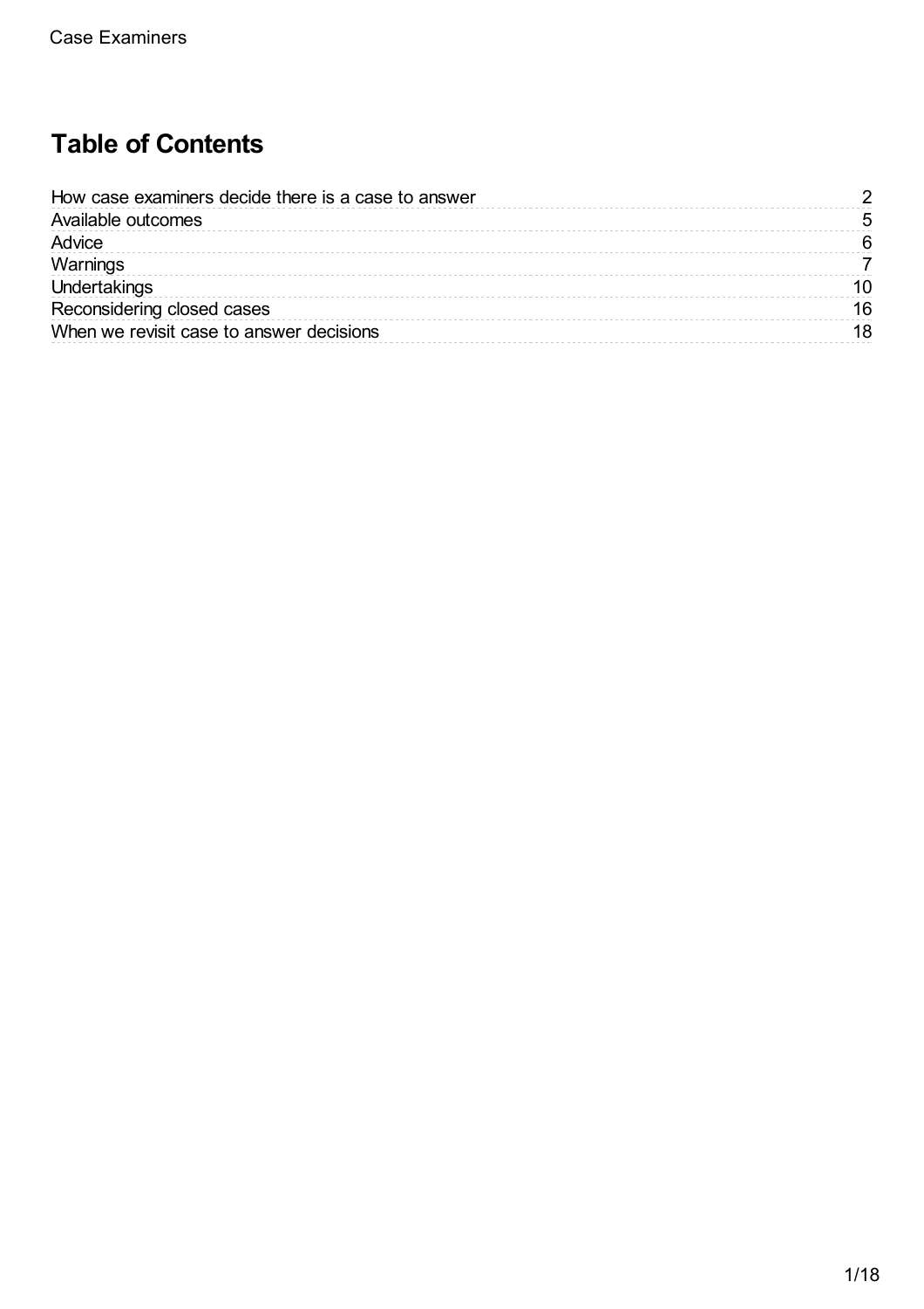## Table of Contents

| | |
|---|---|
| How case examiners decide there is a case to answer | 2 |
| Available outcomes | 5 |
| Advice | 6 |
| Warnings | 7 |
| Undertakings | 10 |
| Reconsidering closed cases | 16 |
| When we revisit case to answer decisions | 18 |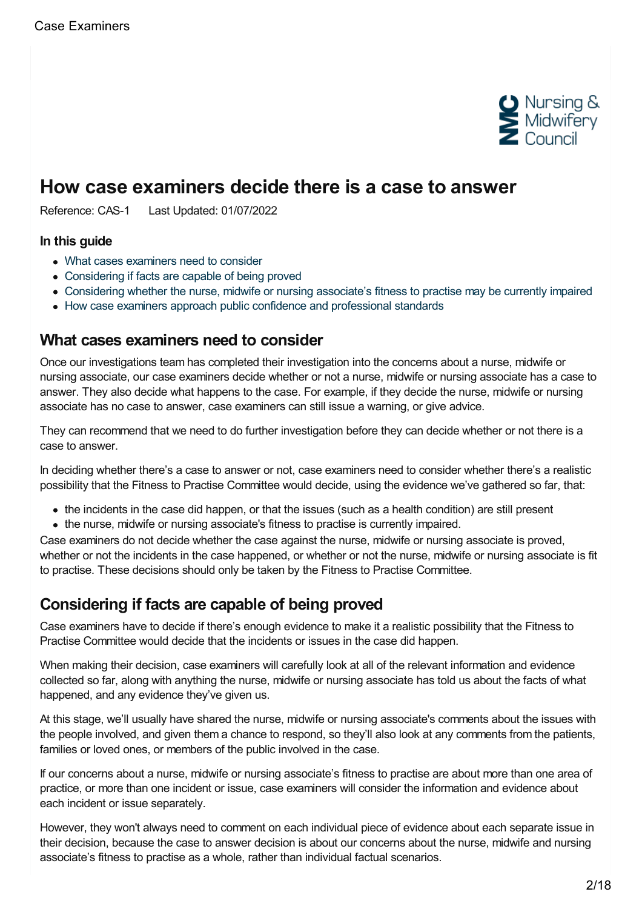# How case examiners decide there is a case to answer

Reference: CAS-1 Last Updated: 01/07/2022

### In this guide

- What cases examiners need to consider
- Considering if facts are capable of being proved
- Considering whether the nurse, midwife or nursing associate's fitness to practise may be currently impaired
- How case examiners approach public confidence and professional standards

## What cases examiners need to consider

Once our investigations team has completed their investigation into the concerns about a nurse, midwife or nursing associate, our case examiners decide whether or not a nurse, midwife or nursing associate has a case to answer. They also decide what happens to the case. For example, if they decide the nurse, midwife or nursing associate has no case to answer, case examiners can still issue a warning, or give advice.

They can recommend that we need to do further investigation before they can decide whether or not there is a case to answer.

In deciding whether there's a case to answer or not, case examiners need to consider whether there's a realistic possibility that the Fitness to Practise Committee would decide, using the evidence we've gathered so far, that:

- the incidents in the case did happen, or that the issues (such as a health condition) are still present
- the nurse, midwife or nursing associate's fitness to practise is currently impaired.

Case examiners do not decide whether the case against the nurse, midwife or nursing associate is proved, whether or not the incidents in the case happened, or whether or not the nurse, midwife or nursing associate is fit to practise. These decisions should only be taken by the Fitness to Practise Committee.

## Considering if facts are capable of being proved

Case examiners have to decide if there's enough evidence to make it a realistic possibility that the Fitness to Practise Committee would decide that the incidents or issues in the case did happen.

When making their decision, case examiners will carefully look at all of the relevant information and evidence collected so far, along with anything the nurse, midwife or nursing associate has told us about the facts of what happened, and any evidence they've given us.

At this stage, we'll usually have shared the nurse, midwife or nursing associate's comments about the issues with the people involved, and given them a chance to respond, so they'll also look at any comments from the patients, families or loved ones, or members of the public involved in the case.

If our concerns about a nurse, midwife or nursing associate's fitness to practise are about more than one area of practice, or more than one incident or issue, case examiners will consider the information and evidence about each incident or issue separately.

However, they won't always need to comment on each individual piece of evidence about each separate issue in their decision, because the case to answer decision is about our concerns about the nurse, midwife and nursing associate's fitness to practise as a whole, rather than individual factual scenarios.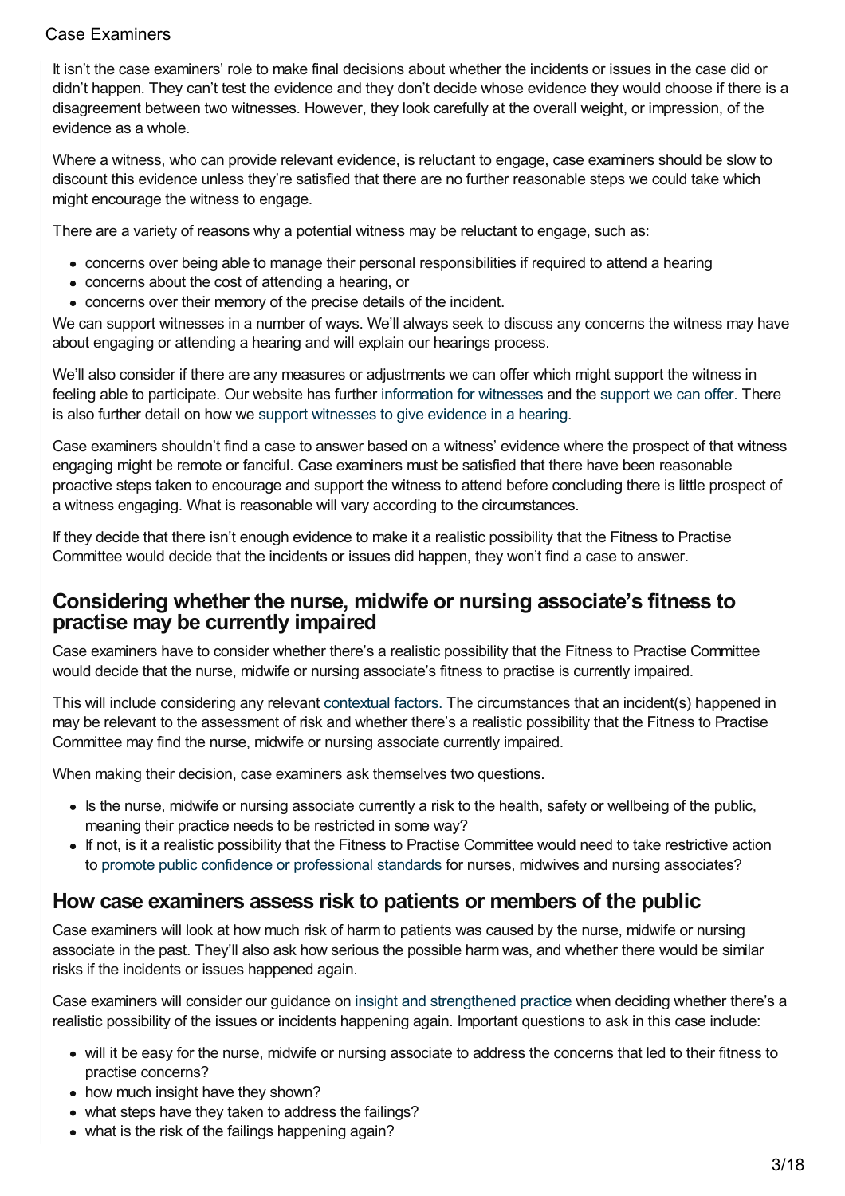It isn't the case examiners' role to make final decisions about whether the incidents or issues in the case did or didn't happen. They can't test the evidence and they don't decide whose evidence they would choose if there is a disagreement between two witnesses. However, they look carefully at the overall weight, or impression, of the evidence as a whole.

Where a witness, who can provide relevant evidence, is reluctant to engage, case examiners should be slow to discount this evidence unless they're satisfied that there are no further reasonable steps we could take which might encourage the witness to engage.

There are a variety of reasons why a potential witness may be reluctant to engage, such as:

- concerns over being able to manage their personal responsibilities if required to attend a hearing
- concerns about the cost of attending a hearing, or
- concerns over their memory of the precise details of the incident.

We can support witnesses in a number of ways. We'll always seek to discuss any concerns the witness may have about engaging or attending a hearing and will explain our hearings process.

We'll also consider if there are any measures or adjustments we can offer which might support the witness in feeling able to participate. Our website has further information for witnesses and the support we can offer. There is also further detail on how we support witnesses to give evidence in a hearing.

Case examiners shouldn't find a case to answer based on a witness' evidence where the prospect of that witness engaging might be remote or fanciful. Case examiners must be satisfied that there have been reasonable proactive steps taken to encourage and support the witness to attend before concluding there is little prospect of a witness engaging. What is reasonable will vary according to the circumstances.

If they decide that there isn't enough evidence to make it a realistic possibility that the Fitness to Practise Committee would decide that the incidents or issues did happen, they won't find a case to answer.

## Considering whether the nurse, midwife or nursing associate's fitness to practise may be currently impaired

Case examiners have to consider whether there's a realistic possibility that the Fitness to Practise Committee would decide that the nurse, midwife or nursing associate's fitness to practise is currently impaired.

This will include considering any relevant contextual factors. The circumstances that an incident(s) happened in may be relevant to the assessment of risk and whether there's a realistic possibility that the Fitness to Practise Committee may find the nurse, midwife or nursing associate currently impaired.

When making their decision, case examiners ask themselves two questions.

- Is the nurse, midwife or nursing associate currently a risk to the health, safety or wellbeing of the public, meaning their practice needs to be restricted in some way?
- If not, is it a realistic possibility that the Fitness to Practise Committee would need to take restrictive action to promote public confidence or professional standards for nurses, midwives and nursing associates?

## How case examiners assess risk to patients or members of the public

Case examiners will look at how much risk of harm to patients was caused by the nurse, midwife or nursing associate in the past. They'll also ask how serious the possible harm was, and whether there would be similar risks if the incidents or issues happened again.

Case examiners will consider our guidance on insight and strengthened practice when deciding whether there's a realistic possibility of the issues or incidents happening again. Important questions to ask in this case include:

- will it be easy for the nurse, midwife or nursing associate to address the concerns that led to their fitness to practise concerns?
- how much insight have they shown?
- what steps have they taken to address the failings?
- what is the risk of the failings happening again?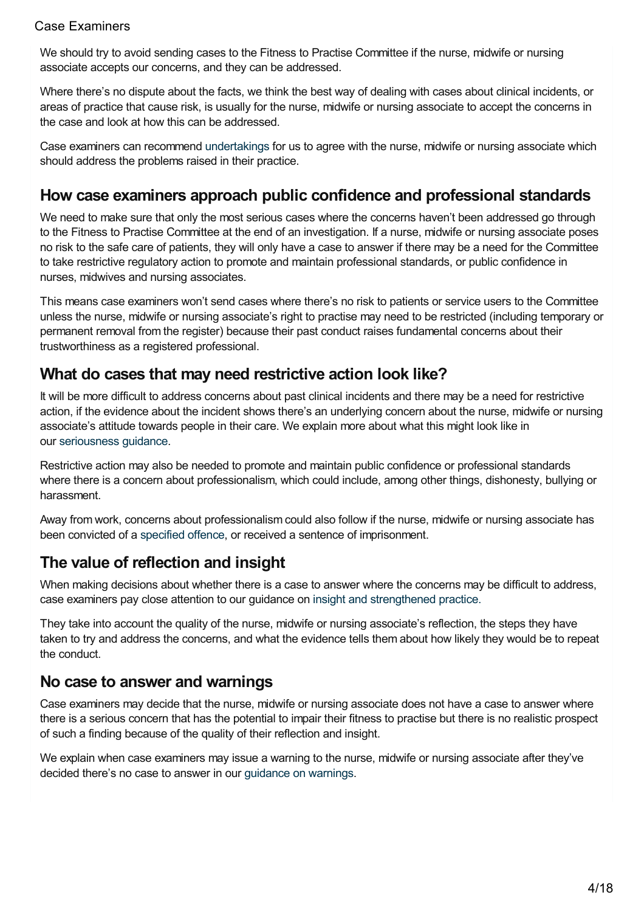We should try to avoid sending cases to the Fitness to Practise Committee if the nurse, midwife or nursing associate accepts our concerns, and they can be addressed.

Where there's no dispute about the facts, we think the best way of dealing with cases about clinical incidents, or areas of practice that cause risk, is usually for the nurse, midwife or nursing associate to accept the concerns in the case and look at how this can be addressed.

Case examiners can recommend undertakings for us to agree with the nurse, midwife or nursing associate which should address the problems raised in their practice.

## How case examiners approach public confidence and professional standards

We need to make sure that only the most serious cases where the concerns haven't been addressed go through to the Fitness to Practise Committee at the end of an investigation. If a nurse, midwife or nursing associate poses no risk to the safe care of patients, they will only have a case to answer if there may be a need for the Committee to take restrictive regulatory action to promote and maintain professional standards, or public confidence in nurses, midwives and nursing associates.

This means case examiners won't send cases where there's no risk to patients or service users to the Committee unless the nurse, midwife or nursing associate's right to practise may need to be restricted (including temporary or permanent removal from the register) because their past conduct raises fundamental concerns about their trustworthiness as a registered professional.

## What do cases that may need restrictive action look like?

It will be more difficult to address concerns about past clinical incidents and there may be a need for restrictive action, if the evidence about the incident shows there's an underlying concern about the nurse, midwife or nursing associate's attitude towards people in their care. We explain more about what this might look like in our seriousness guidance.

Restrictive action may also be needed to promote and maintain public confidence or professional standards where there is a concern about professionalism, which could include, among other things, dishonesty, bullying or harassment.

Away from work, concerns about professionalism could also follow if the nurse, midwife or nursing associate has been convicted of a specified offence, or received a sentence of imprisonment.

## The value of reflection and insight

When making decisions about whether there is a case to answer where the concerns may be difficult to address, case examiners pay close attention to our guidance on insight and strengthened practice.

They take into account the quality of the nurse, midwife or nursing associate's reflection, the steps they have taken to try and address the concerns, and what the evidence tells them about how likely they would be to repeat the conduct.

## No case to answer and warnings

Case examiners may decide that the nurse, midwife or nursing associate does not have a case to answer where there is a serious concern that has the potential to impair their fitness to practise but there is no realistic prospect of such a finding because of the quality of their reflection and insight.

We explain when case examiners may issue a warning to the nurse, midwife or nursing associate after they've decided there's no case to answer in our guidance on warnings.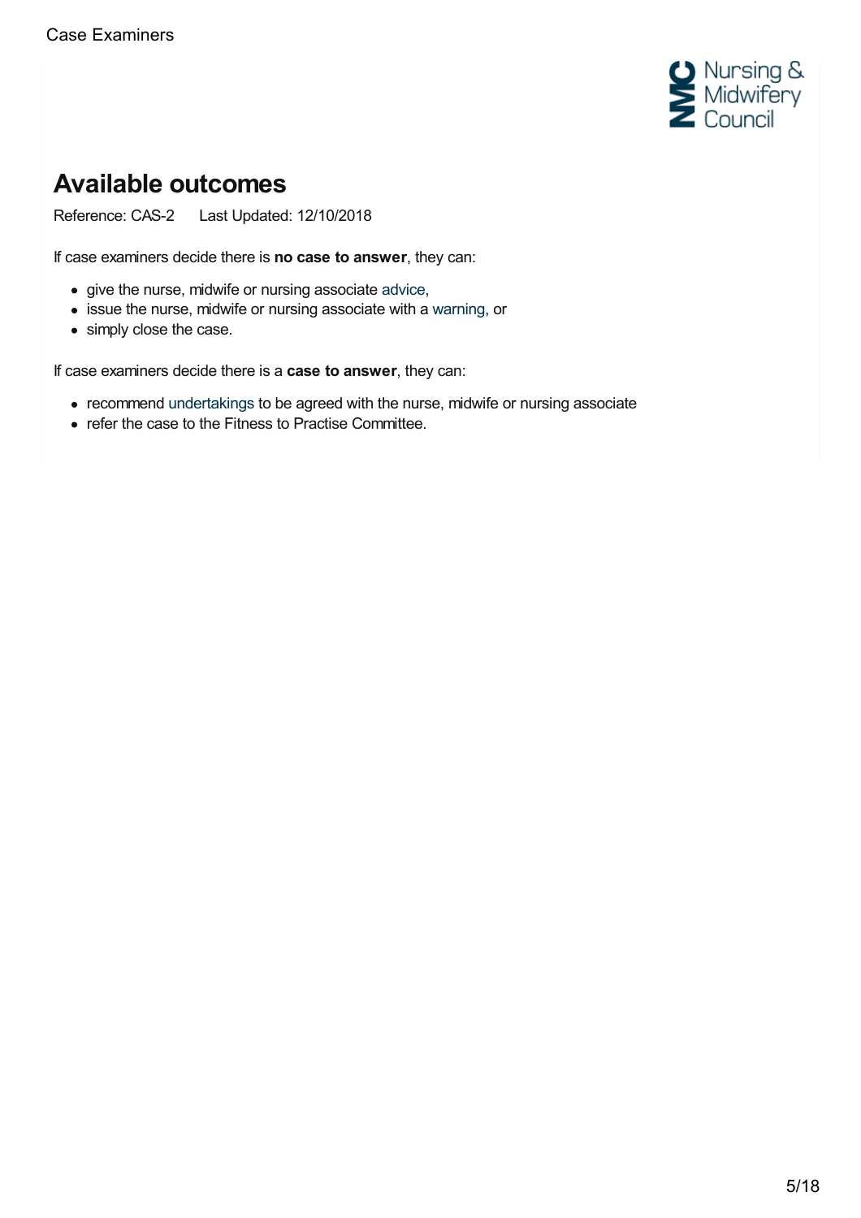# Available outcomes

Reference: CAS-2 Last Updated: 12/10/2018

If case examiners decide there is **no case to answer**, they can:

- give the nurse, midwife or nursing associate advice,
- issue the nurse, midwife or nursing associate with a warning, or
- simply close the case.

If case examiners decide there is a **case to answer**, they can:

- recommend undertakings to be agreed with the nurse, midwife or nursing associate
- refer the case to the Fitness to Practise Committee.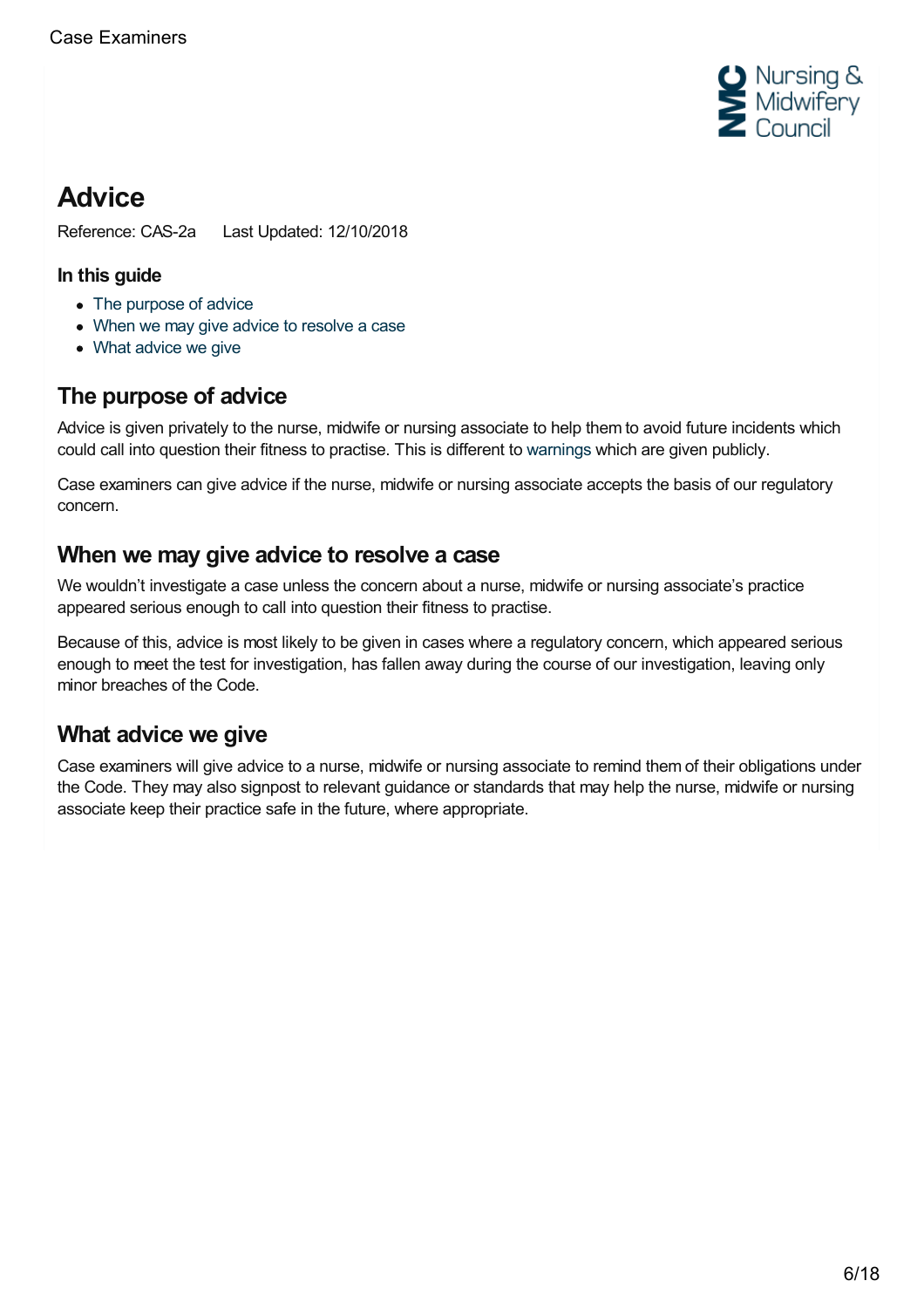# Advice

Reference: CAS-2a Last Updated: 12/10/2018

### In this guide

- The purpose of advice
- When we may give advice to resolve a case
- What advice we give

## The purpose of advice

Advice is given privately to the nurse, midwife or nursing associate to help them to avoid future incidents which could call into question their fitness to practise. This is different to warnings which are given publicly.

Case examiners can give advice if the nurse, midwife or nursing associate accepts the basis of our regulatory concern.

## When we may give advice to resolve a case

We wouldn't investigate a case unless the concern about a nurse, midwife or nursing associate's practice appeared serious enough to call into question their fitness to practise.

Because of this, advice is most likely to be given in cases where a regulatory concern, which appeared serious enough to meet the test for investigation, has fallen away during the course of our investigation, leaving only minor breaches of the Code.

## What advice we give

Case examiners will give advice to a nurse, midwife or nursing associate to remind them of their obligations under the Code. They may also signpost to relevant guidance or standards that may help the nurse, midwife or nursing associate keep their practice safe in the future, where appropriate.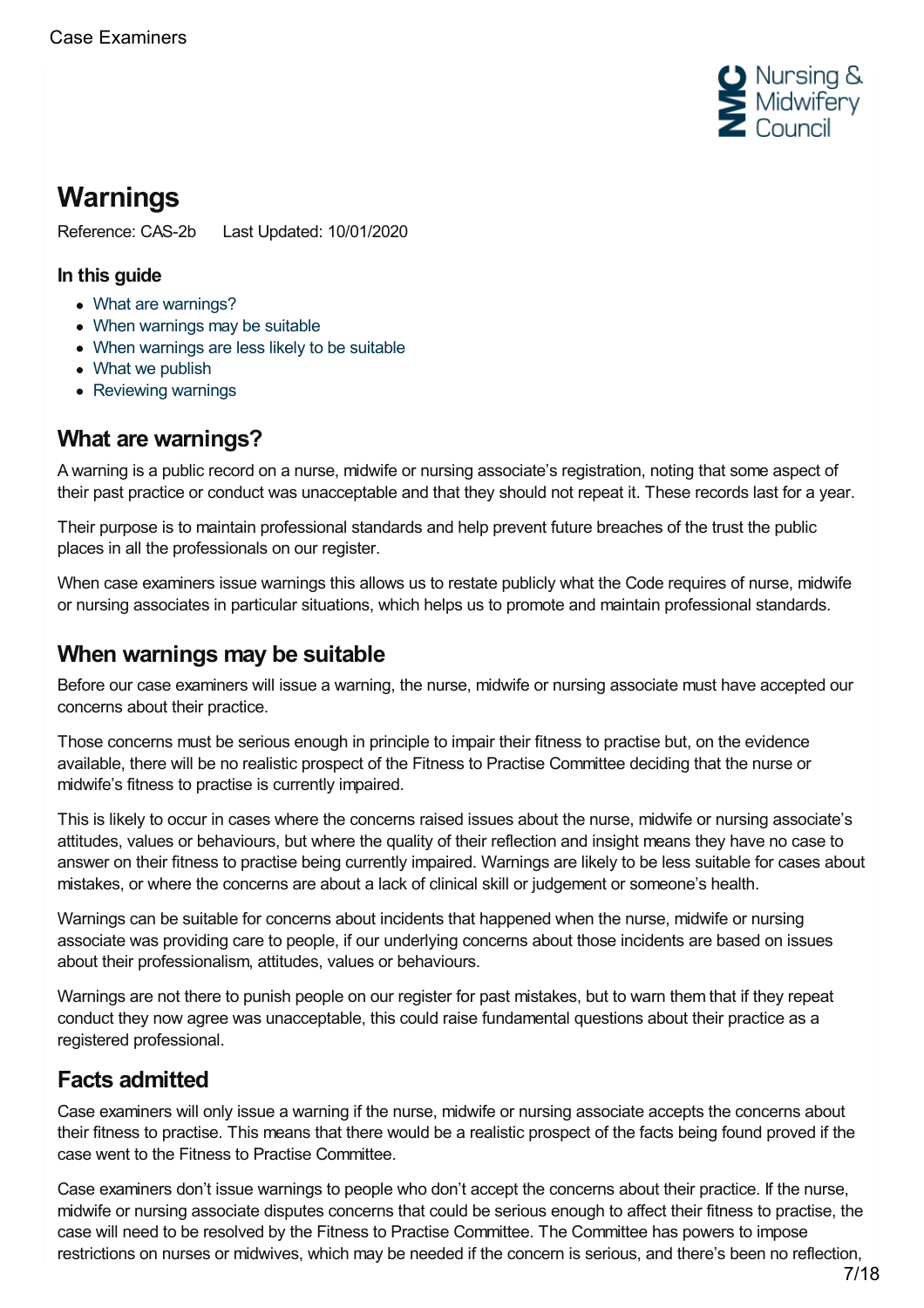# Warnings

Reference: CAS-2b Last Updated: 10/01/2020

### In this guide

- What are warnings?
- When warnings may be suitable
- When warnings are less likely to be suitable
- What we publish
- Reviewing warnings

## What are warnings?

A warning is a public record on a nurse, midwife or nursing associate's registration, noting that some aspect of their past practice or conduct was unacceptable and that they should not repeat it. These records last for a year.

Their purpose is to maintain professional standards and help prevent future breaches of the trust the public places in all the professionals on our register.

When case examiners issue warnings this allows us to restate publicly what the Code requires of nurse, midwife or nursing associates in particular situations, which helps us to promote and maintain professional standards.

## When warnings may be suitable

Before our case examiners will issue a warning, the nurse, midwife or nursing associate must have accepted our concerns about their practice.

Those concerns must be serious enough in principle to impair their fitness to practise but, on the evidence available, there will be no realistic prospect of the Fitness to Practise Committee deciding that the nurse or midwife's fitness to practise is currently impaired.

This is likely to occur in cases where the concerns raised issues about the nurse, midwife or nursing associate's attitudes, values or behaviours, but where the quality of their reflection and insight means they have no case to answer on their fitness to practise being currently impaired. Warnings are likely to be less suitable for cases about mistakes, or where the concerns are about a lack of clinical skill or judgement or someone's health.

Warnings can be suitable for concerns about incidents that happened when the nurse, midwife or nursing associate was providing care to people, if our underlying concerns about those incidents are based on issues about their professionalism, attitudes, values or behaviours.

Warnings are not there to punish people on our register for past mistakes, but to warn them that if they repeat conduct they now agree was unacceptable, this could raise fundamental questions about their practice as a registered professional.

## Facts admitted

Case examiners will only issue a warning if the nurse, midwife or nursing associate accepts the concerns about their fitness to practise. This means that there would be a realistic prospect of the facts being found proved if the case went to the Fitness to Practise Committee.

Case examiners don't issue warnings to people who don't accept the concerns about their practice. If the nurse, midwife or nursing associate disputes concerns that could be serious enough to affect their fitness to practise, the case will need to be resolved by the Fitness to Practise Committee. The Committee has powers to impose restrictions on nurses or midwives, which may be needed if the concern is serious, and there's been no reflection,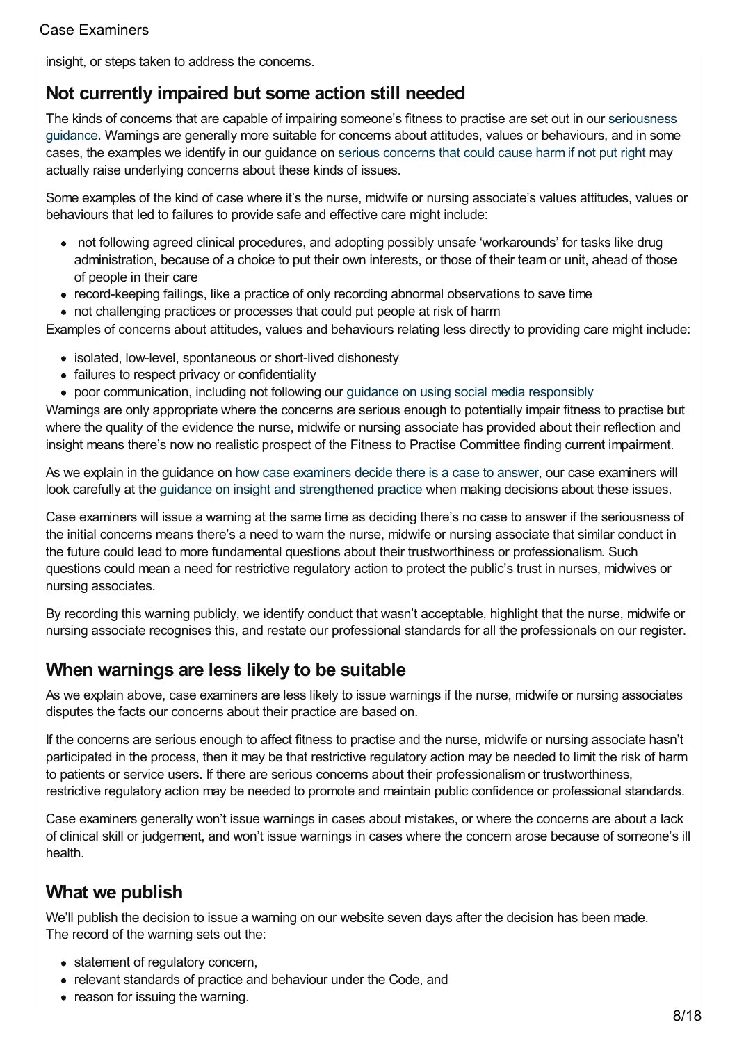insight, or steps taken to address the concerns.

## Not currently impaired but some action still needed

The kinds of concerns that are capable of impairing someone's fitness to practise are set out in our seriousness guidance. Warnings are generally more suitable for concerns about attitudes, values or behaviours, and in some cases, the examples we identify in our guidance on serious concerns that could cause harm if not put right may actually raise underlying concerns about these kinds of issues.

Some examples of the kind of case where it's the nurse, midwife or nursing associate's values attitudes, values or behaviours that led to failures to provide safe and effective care might include:

- not following agreed clinical procedures, and adopting possibly unsafe 'workarounds' for tasks like drug administration, because of a choice to put their own interests, or those of their team or unit, ahead of those of people in their care
- record-keeping failings, like a practice of only recording abnormal observations to save time
- not challenging practices or processes that could put people at risk of harm

Examples of concerns about attitudes, values and behaviours relating less directly to providing care might include:

- isolated, low-level, spontaneous or short-lived dishonesty
- failures to respect privacy or confidentiality
- poor communication, including not following our guidance on using social media responsibly

Warnings are only appropriate where the concerns are serious enough to potentially impair fitness to practise but where the quality of the evidence the nurse, midwife or nursing associate has provided about their reflection and insight means there's now no realistic prospect of the Fitness to Practise Committee finding current impairment.

As we explain in the guidance on how case examiners decide there is a case to answer, our case examiners will look carefully at the guidance on insight and strengthened practice when making decisions about these issues.

Case examiners will issue a warning at the same time as deciding there's no case to answer if the seriousness of the initial concerns means there's a need to warn the nurse, midwife or nursing associate that similar conduct in the future could lead to more fundamental questions about their trustworthiness or professionalism. Such questions could mean a need for restrictive regulatory action to protect the public's trust in nurses, midwives or nursing associates.

By recording this warning publicly, we identify conduct that wasn't acceptable, highlight that the nurse, midwife or nursing associate recognises this, and restate our professional standards for all the professionals on our register.

## When warnings are less likely to be suitable

As we explain above, case examiners are less likely to issue warnings if the nurse, midwife or nursing associates disputes the facts our concerns about their practice are based on.

If the concerns are serious enough to affect fitness to practise and the nurse, midwife or nursing associate hasn't participated in the process, then it may be that restrictive regulatory action may be needed to limit the risk of harm to patients or service users. If there are serious concerns about their professionalism or trustworthiness, restrictive regulatory action may be needed to promote and maintain public confidence or professional standards.

Case examiners generally won't issue warnings in cases about mistakes, or where the concerns are about a lack of clinical skill or judgement, and won't issue warnings in cases where the concern arose because of someone's ill health.

## What we publish

We'll publish the decision to issue a warning on our website seven days after the decision has been made. The record of the warning sets out the:

- statement of regulatory concern,
- relevant standards of practice and behaviour under the Code, and
- reason for issuing the warning.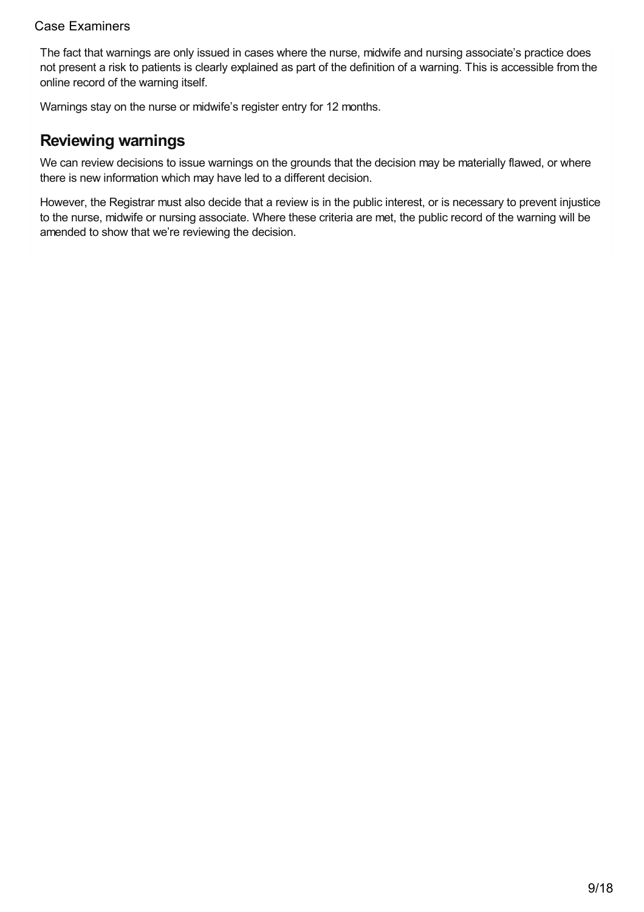The fact that warnings are only issued in cases where the nurse, midwife and nursing associate's practice does not present a risk to patients is clearly explained as part of the definition of a warning. This is accessible from the online record of the warning itself.

Warnings stay on the nurse or midwife's register entry for 12 months.

## Reviewing warnings

We can review decisions to issue warnings on the grounds that the decision may be materially flawed, or where there is new information which may have led to a different decision.

However, the Registrar must also decide that a review is in the public interest, or is necessary to prevent injustice to the nurse, midwife or nursing associate. Where these criteria are met, the public record of the warning will be amended to show that we're reviewing the decision.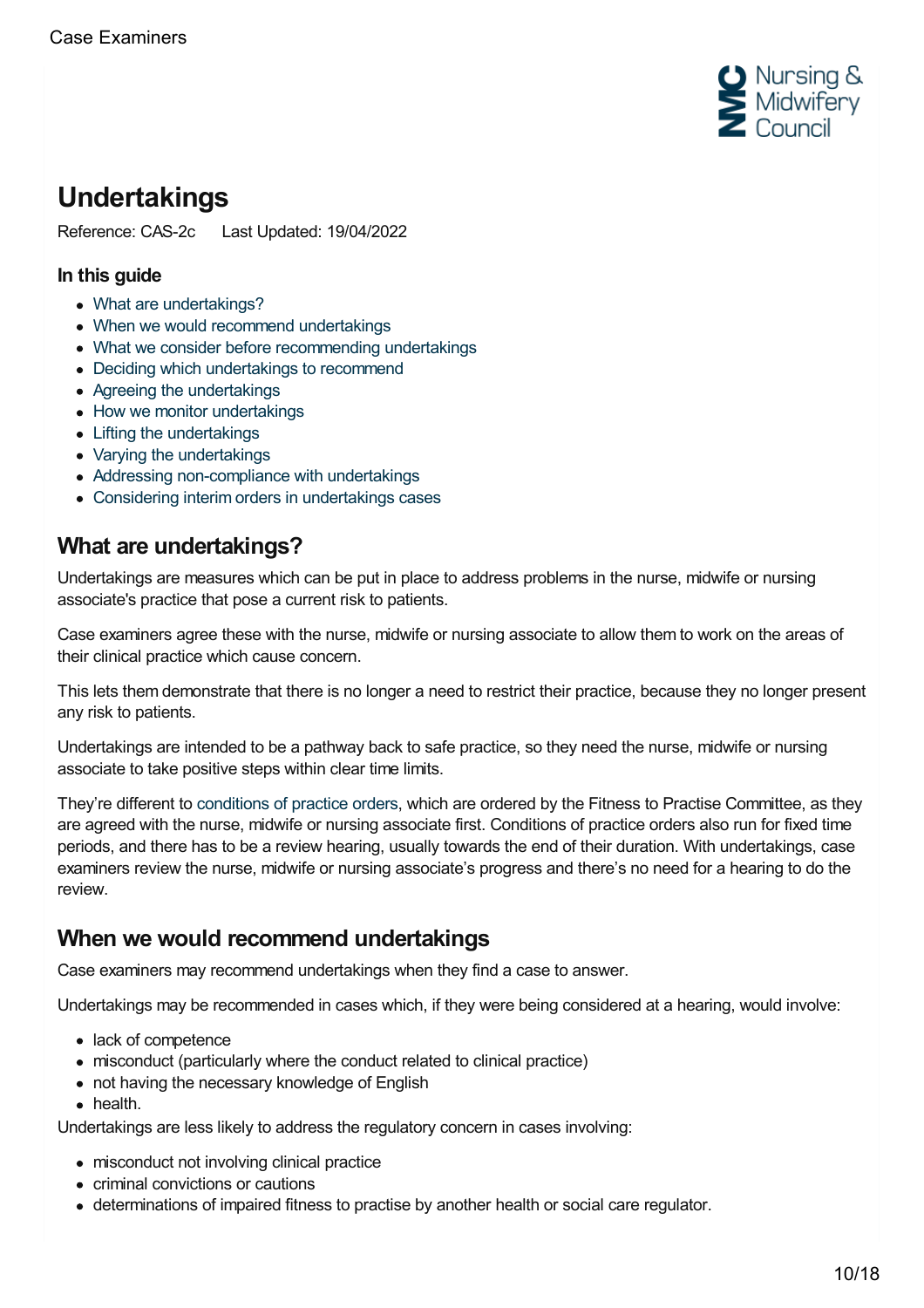# Undertakings

Reference: CAS-2c    Last Updated: 19/04/2022

### In this guide

- What are undertakings?
- When we would recommend undertakings
- What we consider before recommending undertakings
- Deciding which undertakings to recommend
- Agreeing the undertakings
- How we monitor undertakings
- Lifting the undertakings
- Varying the undertakings
- Addressing non-compliance with undertakings
- Considering interim orders in undertakings cases

## What are undertakings?

Undertakings are measures which can be put in place to address problems in the nurse, midwife or nursing associate's practice that pose a current risk to patients.

Case examiners agree these with the nurse, midwife or nursing associate to allow them to work on the areas of their clinical practice which cause concern.

This lets them demonstrate that there is no longer a need to restrict their practice, because they no longer present any risk to patients.

Undertakings are intended to be a pathway back to safe practice, so they need the nurse, midwife or nursing associate to take positive steps within clear time limits.

They're different to conditions of practice orders, which are ordered by the Fitness to Practise Committee, as they are agreed with the nurse, midwife or nursing associate first. Conditions of practice orders also run for fixed time periods, and there has to be a review hearing, usually towards the end of their duration. With undertakings, case examiners review the nurse, midwife or nursing associate's progress and there's no need for a hearing to do the review.

## When we would recommend undertakings

Case examiners may recommend undertakings when they find a case to answer.

Undertakings may be recommended in cases which, if they were being considered at a hearing, would involve:

- lack of competence
- misconduct (particularly where the conduct related to clinical practice)
- not having the necessary knowledge of English
- health.

Undertakings are less likely to address the regulatory concern in cases involving:

- misconduct not involving clinical practice
- criminal convictions or cautions
- determinations of impaired fitness to practise by another health or social care regulator.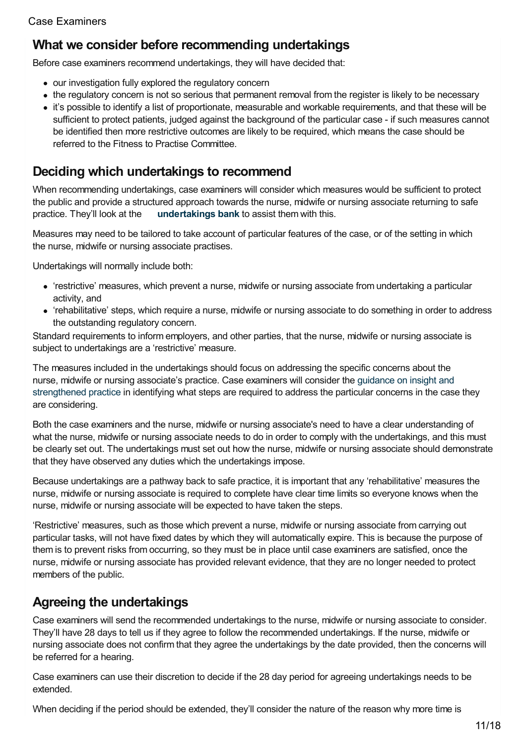## What we consider before recommending undertakings

Before case examiners recommend undertakings, they will have decided that:

- our investigation fully explored the regulatory concern
- the regulatory concern is not so serious that permanent removal from the register is likely to be necessary
- it's possible to identify a list of proportionate, measurable and workable requirements, and that these will be sufficient to protect patients, judged against the background of the particular case - if such measures cannot be identified then more restrictive outcomes are likely to be required, which means the case should be referred to the Fitness to Practise Committee.

## Deciding which undertakings to recommend

When recommending undertakings, case examiners will consider which measures would be sufficient to protect the public and provide a structured approach towards the nurse, midwife or nursing associate returning to safe practice. They'll look at the **undertakings bank** to assist them with this.

Measures may need to be tailored to take account of particular features of the case, or of the setting in which the nurse, midwife or nursing associate practises.

Undertakings will normally include both:

- 'restrictive' measures, which prevent a nurse, midwife or nursing associate from undertaking a particular activity, and
- 'rehabilitative' steps, which require a nurse, midwife or nursing associate to do something in order to address the outstanding regulatory concern.

Standard requirements to inform employers, and other parties, that the nurse, midwife or nursing associate is subject to undertakings are a 'restrictive' measure.

The measures included in the undertakings should focus on addressing the specific concerns about the nurse, midwife or nursing associate's practice. Case examiners will consider the guidance on insight and strengthened practice in identifying what steps are required to address the particular concerns in the case they are considering.

Both the case examiners and the nurse, midwife or nursing associate's need to have a clear understanding of what the nurse, midwife or nursing associate needs to do in order to comply with the undertakings, and this must be clearly set out. The undertakings must set out how the nurse, midwife or nursing associate should demonstrate that they have observed any duties which the undertakings impose.

Because undertakings are a pathway back to safe practice, it is important that any 'rehabilitative' measures the nurse, midwife or nursing associate is required to complete have clear time limits so everyone knows when the nurse, midwife or nursing associate will be expected to have taken the steps.

'Restrictive' measures, such as those which prevent a nurse, midwife or nursing associate from carrying out particular tasks, will not have fixed dates by which they will automatically expire. This is because the purpose of them is to prevent risks from occurring, so they must be in place until case examiners are satisfied, once the nurse, midwife or nursing associate has provided relevant evidence, that they are no longer needed to protect members of the public.

## Agreeing the undertakings

Case examiners will send the recommended undertakings to the nurse, midwife or nursing associate to consider. They'll have 28 days to tell us if they agree to follow the recommended undertakings. If the nurse, midwife or nursing associate does not confirm that they agree the undertakings by the date provided, then the concerns will be referred for a hearing.

Case examiners can use their discretion to decide if the 28 day period for agreeing undertakings needs to be extended.

When deciding if the period should be extended, they'll consider the nature of the reason why more time is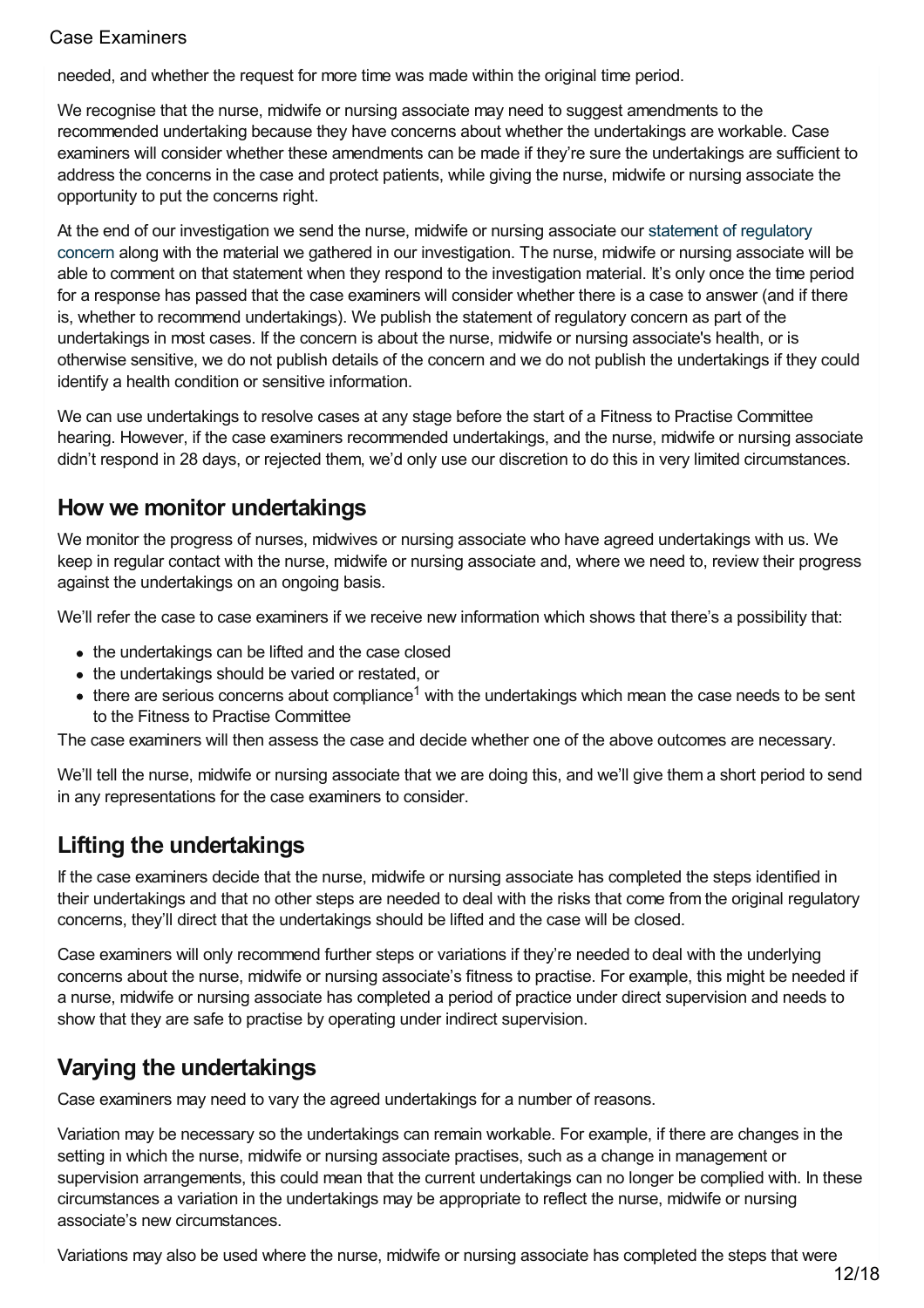needed, and whether the request for more time was made within the original time period.

We recognise that the nurse, midwife or nursing associate may need to suggest amendments to the recommended undertaking because they have concerns about whether the undertakings are workable. Case examiners will consider whether these amendments can be made if they're sure the undertakings are sufficient to address the concerns in the case and protect patients, while giving the nurse, midwife or nursing associate the opportunity to put the concerns right.

At the end of our investigation we send the nurse, midwife or nursing associate our statement of regulatory concern along with the material we gathered in our investigation. The nurse, midwife or nursing associate will be able to comment on that statement when they respond to the investigation material. It's only once the time period for a response has passed that the case examiners will consider whether there is a case to answer (and if there is, whether to recommend undertakings). We publish the statement of regulatory concern as part of the undertakings in most cases. If the concern is about the nurse, midwife or nursing associate's health, or is otherwise sensitive, we do not publish details of the concern and we do not publish the undertakings if they could identify a health condition or sensitive information.

We can use undertakings to resolve cases at any stage before the start of a Fitness to Practise Committee hearing. However, if the case examiners recommended undertakings, and the nurse, midwife or nursing associate didn't respond in 28 days, or rejected them, we'd only use our discretion to do this in very limited circumstances.

## How we monitor undertakings

We monitor the progress of nurses, midwives or nursing associate who have agreed undertakings with us. We keep in regular contact with the nurse, midwife or nursing associate and, where we need to, review their progress against the undertakings on an ongoing basis.

We'll refer the case to case examiners if we receive new information which shows that there's a possibility that:

- the undertakings can be lifted and the case closed
- the undertakings should be varied or restated, or
- there are serious concerns about compliance[1] with the undertakings which mean the case needs to be sent to the Fitness to Practise Committee

The case examiners will then assess the case and decide whether one of the above outcomes are necessary.

We'll tell the nurse, midwife or nursing associate that we are doing this, and we'll give them a short period to send in any representations for the case examiners to consider.

## Lifting the undertakings

If the case examiners decide that the nurse, midwife or nursing associate has completed the steps identified in their undertakings and that no other steps are needed to deal with the risks that come from the original regulatory concerns, they'll direct that the undertakings should be lifted and the case will be closed.

Case examiners will only recommend further steps or variations if they're needed to deal with the underlying concerns about the nurse, midwife or nursing associate's fitness to practise. For example, this might be needed if a nurse, midwife or nursing associate has completed a period of practice under direct supervision and needs to show that they are safe to practise by operating under indirect supervision.

## Varying the undertakings

Case examiners may need to vary the agreed undertakings for a number of reasons.

Variation may be necessary so the undertakings can remain workable. For example, if there are changes in the setting in which the nurse, midwife or nursing associate practises, such as a change in management or supervision arrangements, this could mean that the current undertakings can no longer be complied with. In these circumstances a variation in the undertakings may be appropriate to reflect the nurse, midwife or nursing associate's new circumstances.

Variations may also be used where the nurse, midwife or nursing associate has completed the steps that were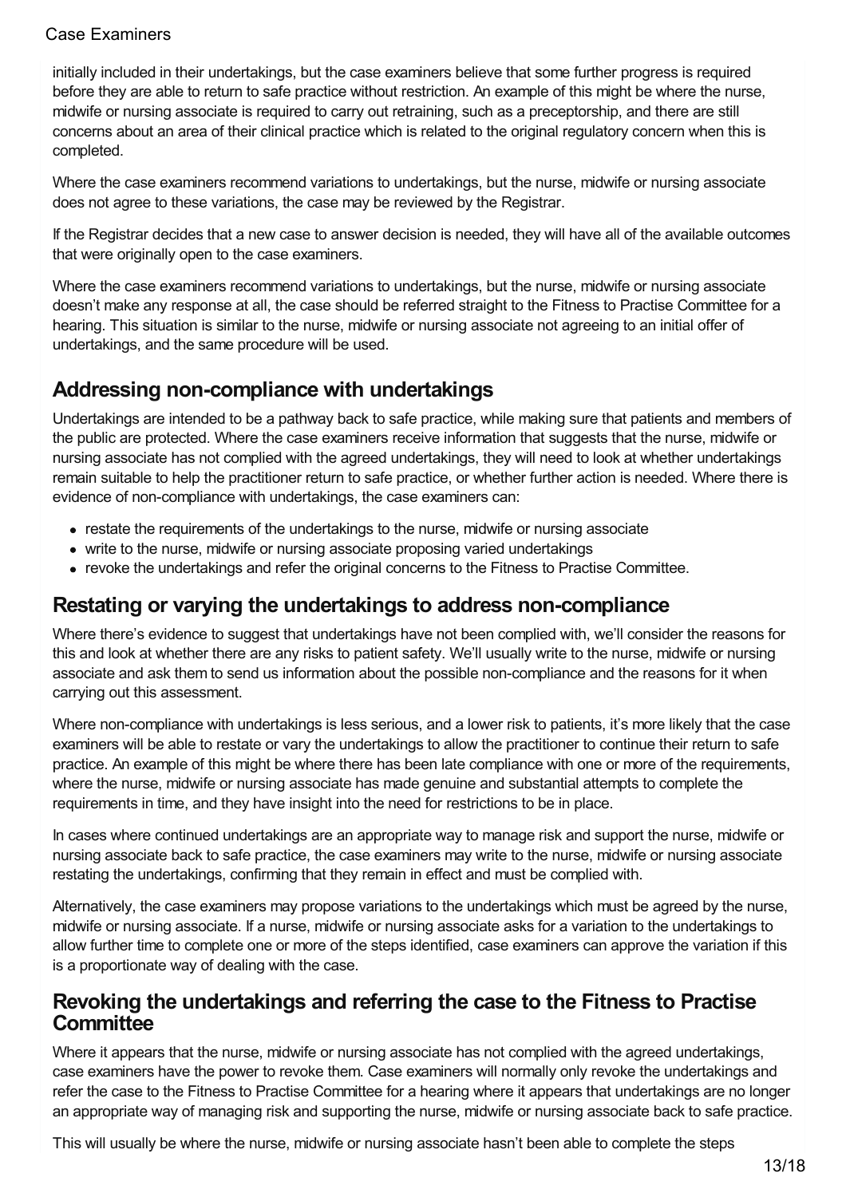initially included in their undertakings, but the case examiners believe that some further progress is required before they are able to return to safe practice without restriction. An example of this might be where the nurse, midwife or nursing associate is required to carry out retraining, such as a preceptorship, and there are still concerns about an area of their clinical practice which is related to the original regulatory concern when this is completed.

Where the case examiners recommend variations to undertakings, but the nurse, midwife or nursing associate does not agree to these variations, the case may be reviewed by the Registrar.

If the Registrar decides that a new case to answer decision is needed, they will have all of the available outcomes that were originally open to the case examiners.

Where the case examiners recommend variations to undertakings, but the nurse, midwife or nursing associate doesn't make any response at all, the case should be referred straight to the Fitness to Practise Committee for a hearing. This situation is similar to the nurse, midwife or nursing associate not agreeing to an initial offer of undertakings, and the same procedure will be used.

## Addressing non-compliance with undertakings

Undertakings are intended to be a pathway back to safe practice, while making sure that patients and members of the public are protected. Where the case examiners receive information that suggests that the nurse, midwife or nursing associate has not complied with the agreed undertakings, they will need to look at whether undertakings remain suitable to help the practitioner return to safe practice, or whether further action is needed. Where there is evidence of non-compliance with undertakings, the case examiners can:

- restate the requirements of the undertakings to the nurse, midwife or nursing associate
- write to the nurse, midwife or nursing associate proposing varied undertakings
- revoke the undertakings and refer the original concerns to the Fitness to Practise Committee.

## Restating or varying the undertakings to address non-compliance

Where there's evidence to suggest that undertakings have not been complied with, we'll consider the reasons for this and look at whether there are any risks to patient safety. We'll usually write to the nurse, midwife or nursing associate and ask them to send us information about the possible non-compliance and the reasons for it when carrying out this assessment.

Where non-compliance with undertakings is less serious, and a lower risk to patients, it's more likely that the case examiners will be able to restate or vary the undertakings to allow the practitioner to continue their return to safe practice. An example of this might be where there has been late compliance with one or more of the requirements, where the nurse, midwife or nursing associate has made genuine and substantial attempts to complete the requirements in time, and they have insight into the need for restrictions to be in place.

In cases where continued undertakings are an appropriate way to manage risk and support the nurse, midwife or nursing associate back to safe practice, the case examiners may write to the nurse, midwife or nursing associate restating the undertakings, confirming that they remain in effect and must be complied with.

Alternatively, the case examiners may propose variations to the undertakings which must be agreed by the nurse, midwife or nursing associate. If a nurse, midwife or nursing associate asks for a variation to the undertakings to allow further time to complete one or more of the steps identified, case examiners can approve the variation if this is a proportionate way of dealing with the case.

## Revoking the undertakings and referring the case to the Fitness to Practise Committee

Where it appears that the nurse, midwife or nursing associate has not complied with the agreed undertakings, case examiners have the power to revoke them. Case examiners will normally only revoke the undertakings and refer the case to the Fitness to Practise Committee for a hearing where it appears that undertakings are no longer an appropriate way of managing risk and supporting the nurse, midwife or nursing associate back to safe practice.

This will usually be where the nurse, midwife or nursing associate hasn't been able to complete the steps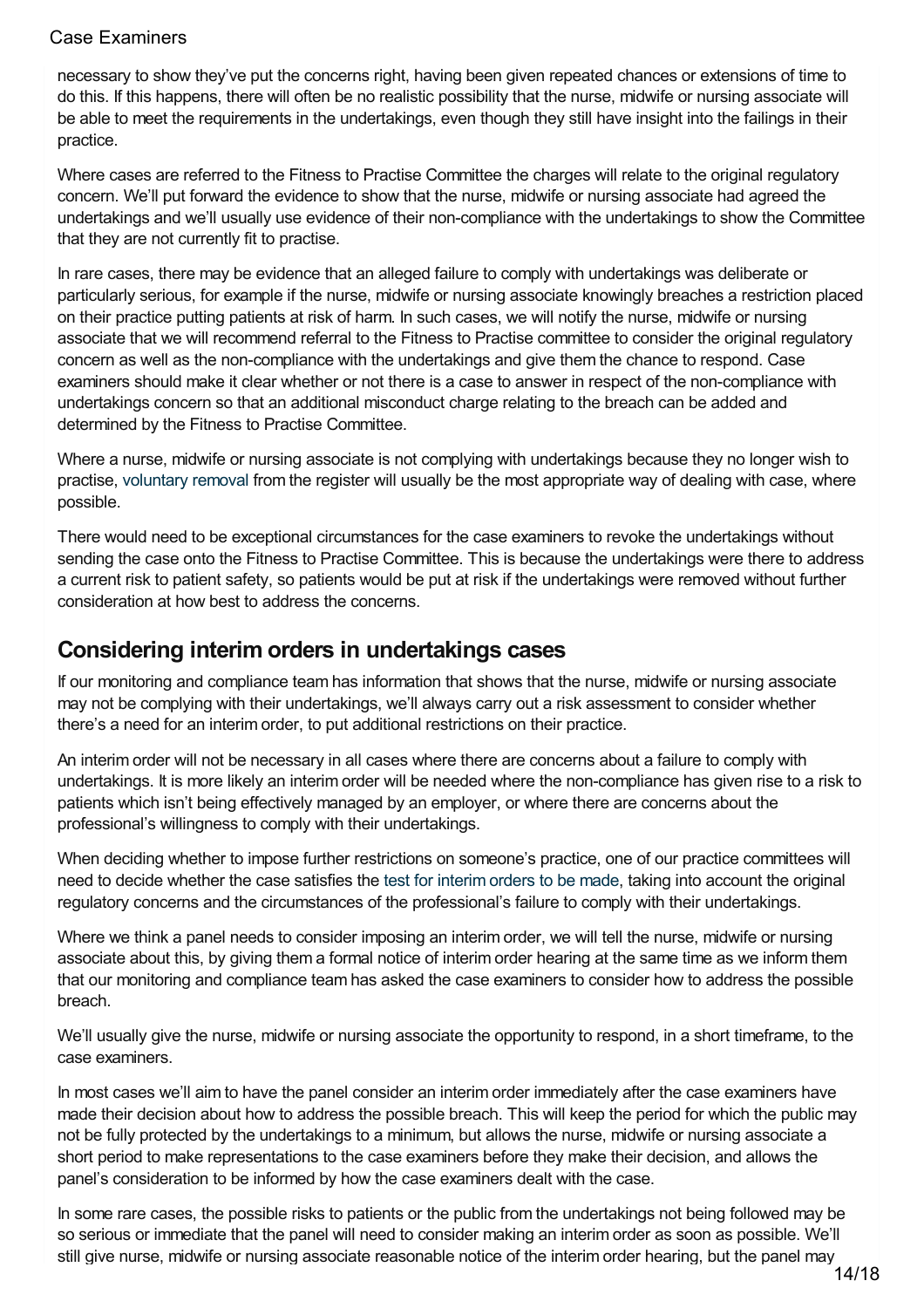necessary to show they've put the concerns right, having been given repeated chances or extensions of time to do this. If this happens, there will often be no realistic possibility that the nurse, midwife or nursing associate will be able to meet the requirements in the undertakings, even though they still have insight into the failings in their practice.

Where cases are referred to the Fitness to Practise Committee the charges will relate to the original regulatory concern. We'll put forward the evidence to show that the nurse, midwife or nursing associate had agreed the undertakings and we'll usually use evidence of their non-compliance with the undertakings to show the Committee that they are not currently fit to practise.

In rare cases, there may be evidence that an alleged failure to comply with undertakings was deliberate or particularly serious, for example if the nurse, midwife or nursing associate knowingly breaches a restriction placed on their practice putting patients at risk of harm. In such cases, we will notify the nurse, midwife or nursing associate that we will recommend referral to the Fitness to Practise committee to consider the original regulatory concern as well as the non-compliance with the undertakings and give them the chance to respond. Case examiners should make it clear whether or not there is a case to answer in respect of the non-compliance with undertakings concern so that an additional misconduct charge relating to the breach can be added and determined by the Fitness to Practise Committee.

Where a nurse, midwife or nursing associate is not complying with undertakings because they no longer wish to practise, voluntary removal from the register will usually be the most appropriate way of dealing with case, where possible.

There would need to be exceptional circumstances for the case examiners to revoke the undertakings without sending the case onto the Fitness to Practise Committee. This is because the undertakings were there to address a current risk to patient safety, so patients would be put at risk if the undertakings were removed without further consideration at how best to address the concerns.

## Considering interim orders in undertakings cases

If our monitoring and compliance team has information that shows that the nurse, midwife or nursing associate may not be complying with their undertakings, we'll always carry out a risk assessment to consider whether there's a need for an interim order, to put additional restrictions on their practice.

An interim order will not be necessary in all cases where there are concerns about a failure to comply with undertakings. It is more likely an interim order will be needed where the non-compliance has given rise to a risk to patients which isn't being effectively managed by an employer, or where there are concerns about the professional's willingness to comply with their undertakings.

When deciding whether to impose further restrictions on someone's practice, one of our practice committees will need to decide whether the case satisfies the test for interim orders to be made, taking into account the original regulatory concerns and the circumstances of the professional's failure to comply with their undertakings.

Where we think a panel needs to consider imposing an interim order, we will tell the nurse, midwife or nursing associate about this, by giving them a formal notice of interim order hearing at the same time as we inform them that our monitoring and compliance team has asked the case examiners to consider how to address the possible breach.

We'll usually give the nurse, midwife or nursing associate the opportunity to respond, in a short timeframe, to the case examiners.

In most cases we'll aim to have the panel consider an interim order immediately after the case examiners have made their decision about how to address the possible breach. This will keep the period for which the public may not be fully protected by the undertakings to a minimum, but allows the nurse, midwife or nursing associate a short period to make representations to the case examiners before they make their decision, and allows the panel's consideration to be informed by how the case examiners dealt with the case.

In some rare cases, the possible risks to patients or the public from the undertakings not being followed may be so serious or immediate that the panel will need to consider making an interim order as soon as possible. We'll still give nurse, midwife or nursing associate reasonable notice of the interim order hearing, but the panel may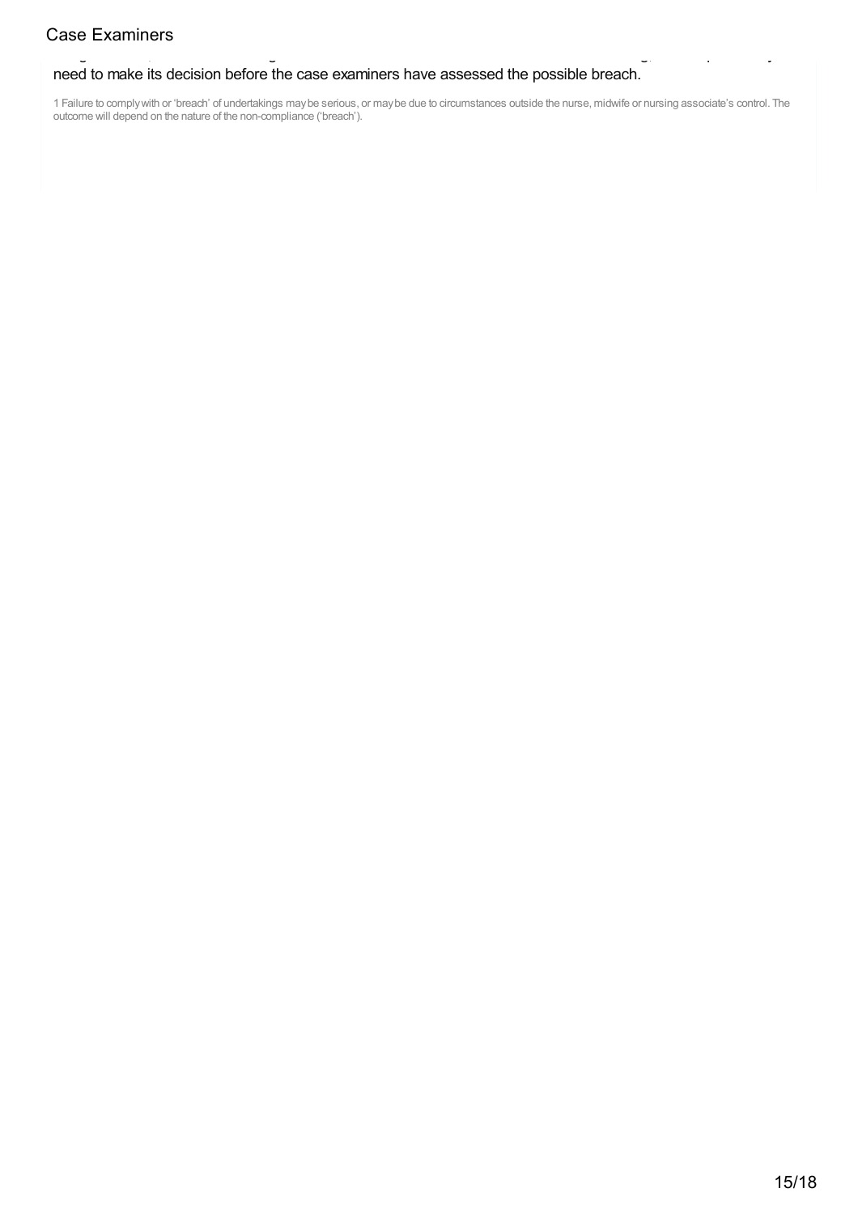need to make its decision before the case examiners have assessed the possible breach.

1 Failure to comply with or 'breach' of undertakings may be serious, or may be due to circumstances outside the nurse, midwife or nursing associate's control. The outcome will depend on the nature of the non-compliance ('breach').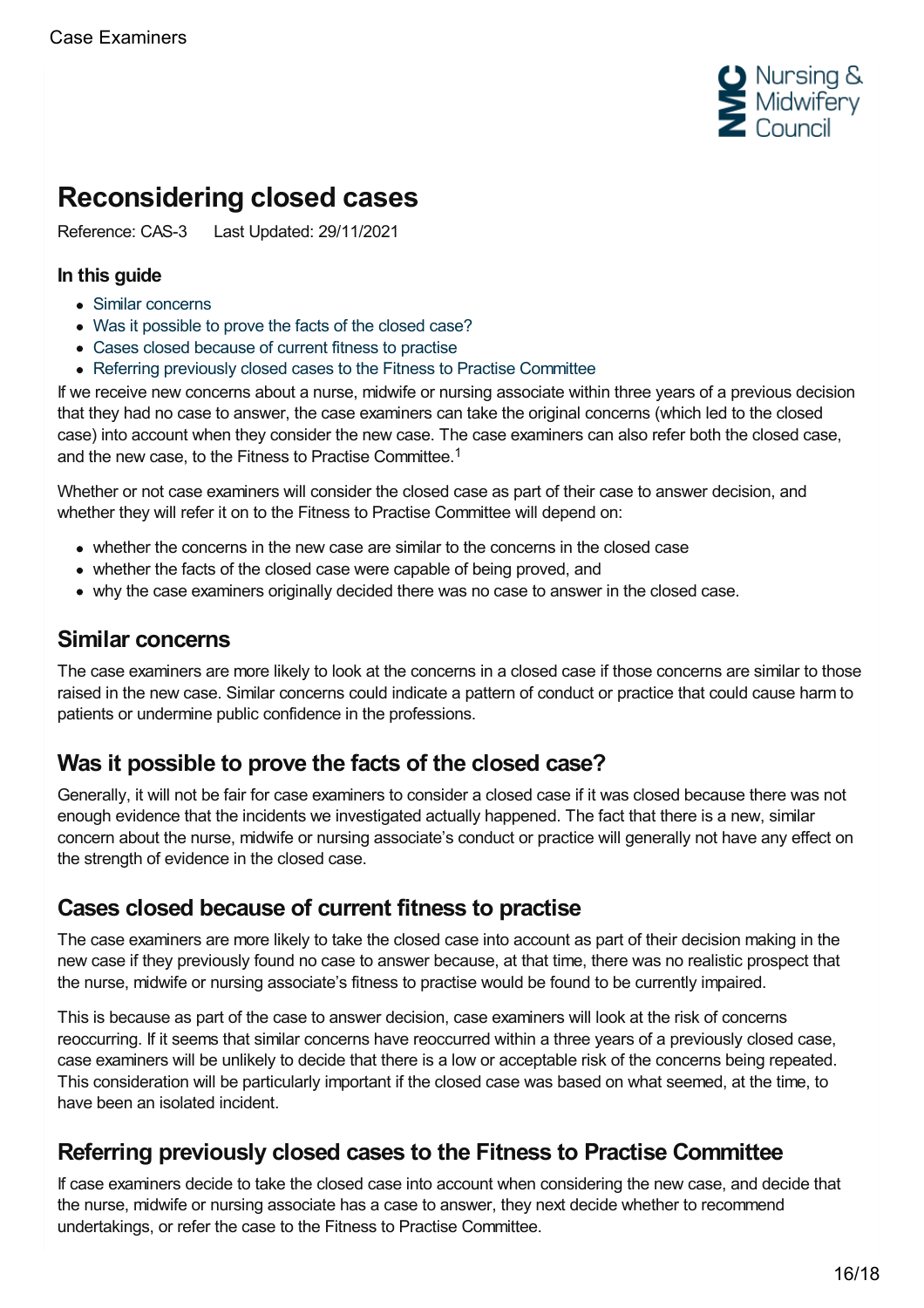# Reconsidering closed cases

Reference: CAS-3    Last Updated: 29/11/2021

**In this guide**

- Similar concerns
- Was it possible to prove the facts of the closed case?
- Cases closed because of current fitness to practise
- Referring previously closed cases to the Fitness to Practise Committee

If we receive new concerns about a nurse, midwife or nursing associate within three years of a previous decision that they had no case to answer, the case examiners can take the original concerns (which led to the closed case) into account when they consider the new case. The case examiners can also refer both the closed case, and the new case, to the Fitness to Practise Committee.[1]

Whether or not case examiners will consider the closed case as part of their case to answer decision, and whether they will refer it on to the Fitness to Practise Committee will depend on:

- whether the concerns in the new case are similar to the concerns in the closed case
- whether the facts of the closed case were capable of being proved, and
- why the case examiners originally decided there was no case to answer in the closed case.

## Similar concerns

The case examiners are more likely to look at the concerns in a closed case if those concerns are similar to those raised in the new case. Similar concerns could indicate a pattern of conduct or practice that could cause harm to patients or undermine public confidence in the professions.

## Was it possible to prove the facts of the closed case?

Generally, it will not be fair for case examiners to consider a closed case if it was closed because there was not enough evidence that the incidents we investigated actually happened. The fact that there is a new, similar concern about the nurse, midwife or nursing associate's conduct or practice will generally not have any effect on the strength of evidence in the closed case.

## Cases closed because of current fitness to practise

The case examiners are more likely to take the closed case into account as part of their decision making in the new case if they previously found no case to answer because, at that time, there was no realistic prospect that the nurse, midwife or nursing associate's fitness to practise would be found to be currently impaired.

This is because as part of the case to answer decision, case examiners will look at the risk of concerns reoccurring. If it seems that similar concerns have reoccurred within a three years of a previously closed case, case examiners will be unlikely to decide that there is a low or acceptable risk of the concerns being repeated. This consideration will be particularly important if the closed case was based on what seemed, at the time, to have been an isolated incident.

## Referring previously closed cases to the Fitness to Practise Committee

If case examiners decide to take the closed case into account when considering the new case, and decide that the nurse, midwife or nursing associate has a case to answer, they next decide whether to recommend undertakings, or refer the case to the Fitness to Practise Committee.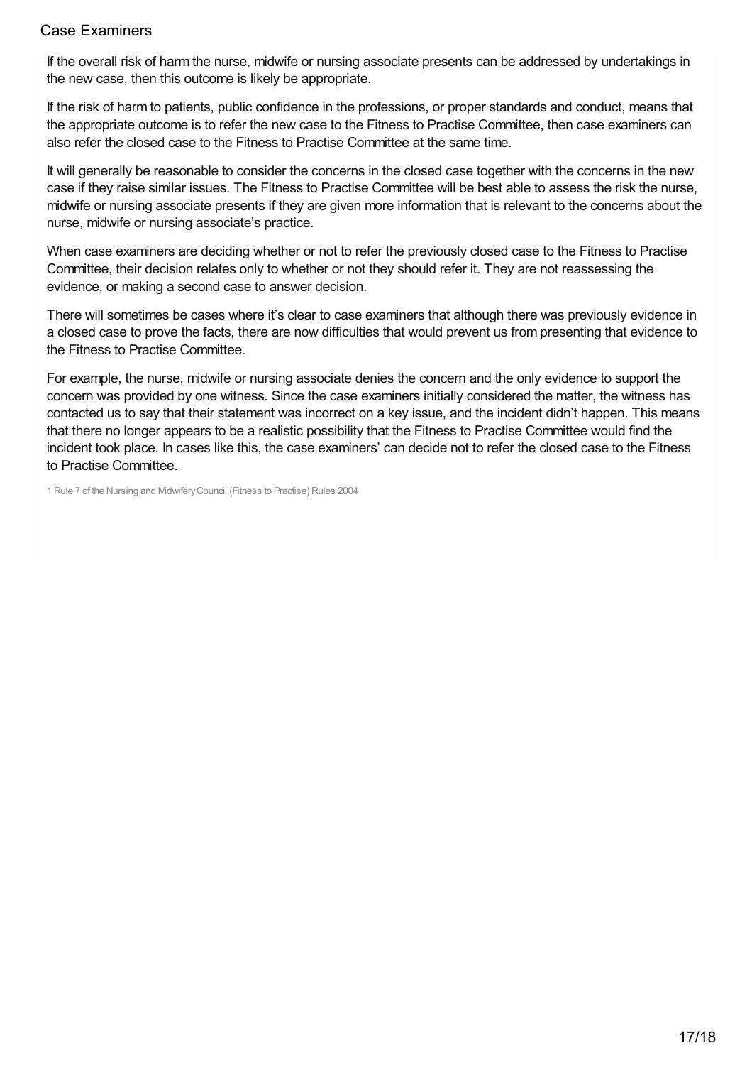If the overall risk of harm the nurse, midwife or nursing associate presents can be addressed by undertakings in the new case, then this outcome is likely be appropriate.

If the risk of harm to patients, public confidence in the professions, or proper standards and conduct, means that the appropriate outcome is to refer the new case to the Fitness to Practise Committee, then case examiners can also refer the closed case to the Fitness to Practise Committee at the same time.

It will generally be reasonable to consider the concerns in the closed case together with the concerns in the new case if they raise similar issues. The Fitness to Practise Committee will be best able to assess the risk the nurse, midwife or nursing associate presents if they are given more information that is relevant to the concerns about the nurse, midwife or nursing associate's practice.

When case examiners are deciding whether or not to refer the previously closed case to the Fitness to Practise Committee, their decision relates only to whether or not they should refer it. They are not reassessing the evidence, or making a second case to answer decision.

There will sometimes be cases where it's clear to case examiners that although there was previously evidence in a closed case to prove the facts, there are now difficulties that would prevent us from presenting that evidence to the Fitness to Practise Committee.

For example, the nurse, midwife or nursing associate denies the concern and the only evidence to support the concern was provided by one witness. Since the case examiners initially considered the matter, the witness has contacted us to say that their statement was incorrect on a key issue, and the incident didn't happen. This means that there no longer appears to be a realistic possibility that the Fitness to Practise Committee would find the incident took place. In cases like this, the case examiners' can decide not to refer the closed case to the Fitness to Practise Committee.

1 Rule 7 of the Nursing and Midwifery Council (Fitness to Practise) Rules 2004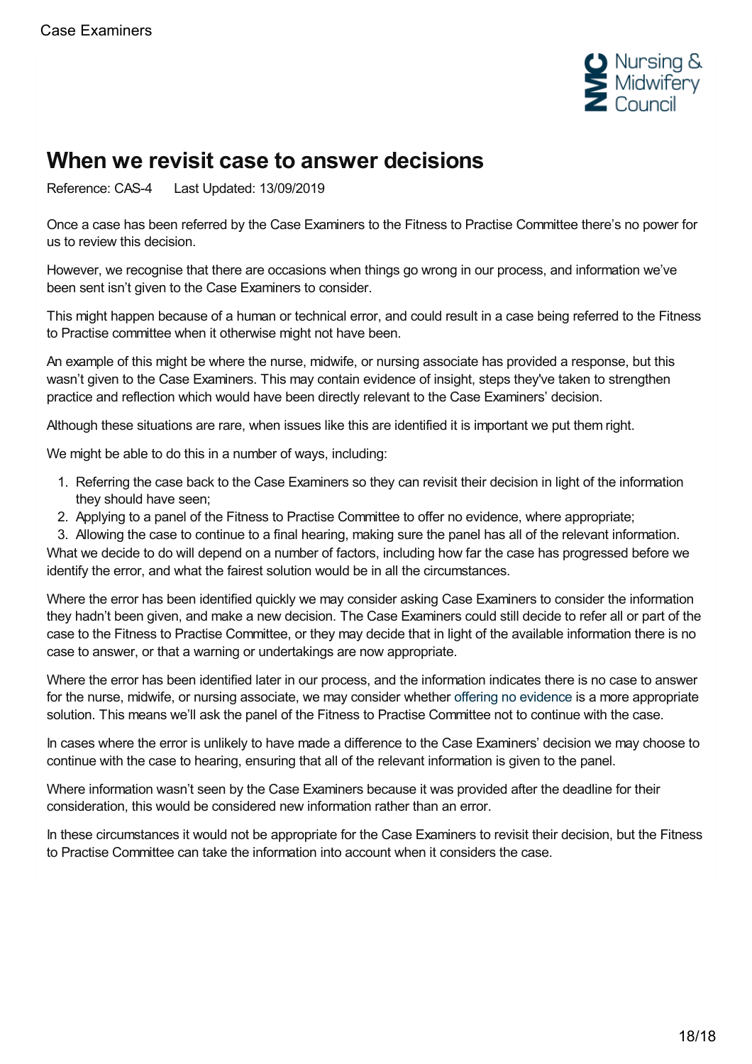# When we revisit case to answer decisions

Reference: CAS-4 Last Updated: 13/09/2019

Once a case has been referred by the Case Examiners to the Fitness to Practise Committee there's no power for us to review this decision.

However, we recognise that there are occasions when things go wrong in our process, and information we've been sent isn't given to the Case Examiners to consider.

This might happen because of a human or technical error, and could result in a case being referred to the Fitness to Practise committee when it otherwise might not have been.

An example of this might be where the nurse, midwife, or nursing associate has provided a response, but this wasn't given to the Case Examiners. This may contain evidence of insight, steps they've taken to strengthen practice and reflection which would have been directly relevant to the Case Examiners' decision.

Although these situations are rare, when issues like this are identified it is important we put them right.

We might be able to do this in a number of ways, including:

1. Referring the case back to the Case Examiners so they can revisit their decision in light of the information they should have seen;
2. Applying to a panel of the Fitness to Practise Committee to offer no evidence, where appropriate;
3. Allowing the case to continue to a final hearing, making sure the panel has all of the relevant information.

What we decide to do will depend on a number of factors, including how far the case has progressed before we identify the error, and what the fairest solution would be in all the circumstances.

Where the error has been identified quickly we may consider asking Case Examiners to consider the information they hadn't been given, and make a new decision. The Case Examiners could still decide to refer all or part of the case to the Fitness to Practise Committee, or they may decide that in light of the available information there is no case to answer, or that a warning or undertakings are now appropriate.

Where the error has been identified later in our process, and the information indicates there is no case to answer for the nurse, midwife, or nursing associate, we may consider whether offering no evidence is a more appropriate solution. This means we'll ask the panel of the Fitness to Practise Committee not to continue with the case.

In cases where the error is unlikely to have made a difference to the Case Examiners' decision we may choose to continue with the case to hearing, ensuring that all of the relevant information is given to the panel.

Where information wasn't seen by the Case Examiners because it was provided after the deadline for their consideration, this would be considered new information rather than an error.

In these circumstances it would not be appropriate for the Case Examiners to revisit their decision, but the Fitness to Practise Committee can take the information into account when it considers the case.